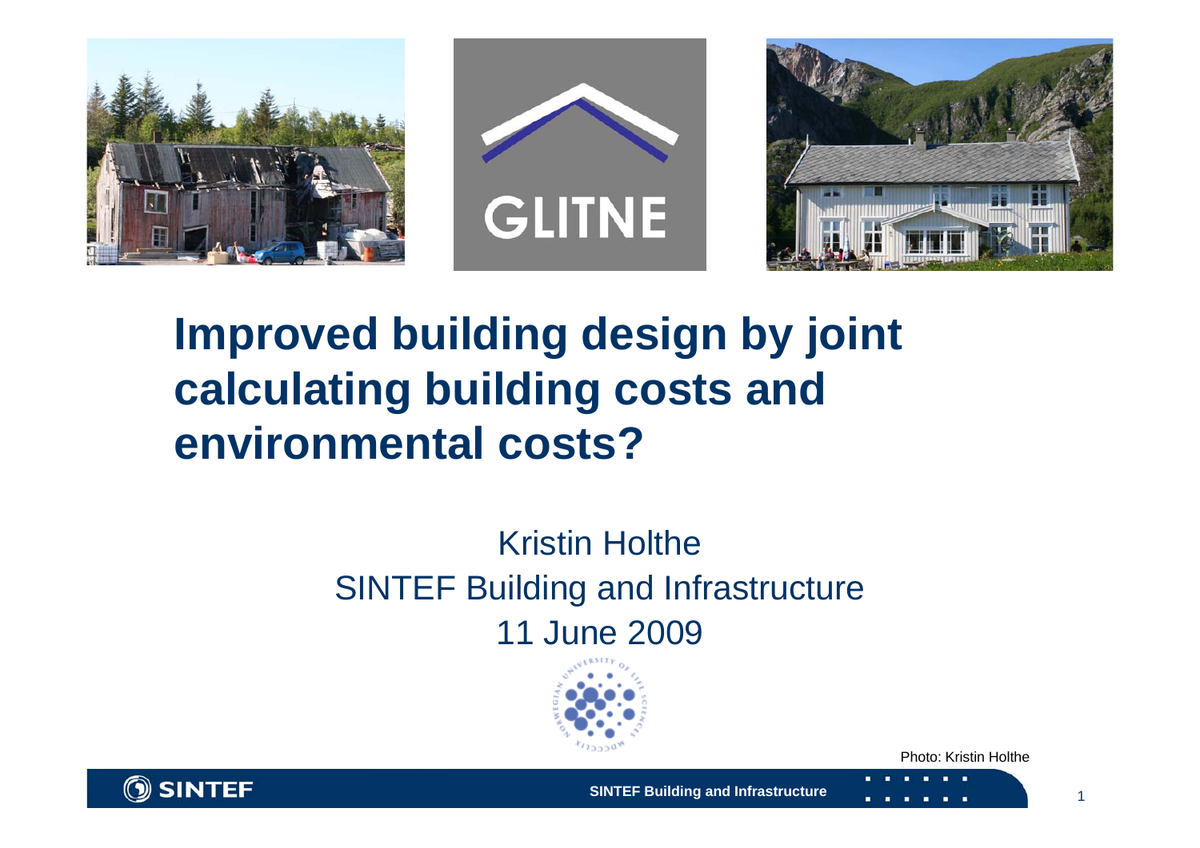GLITNE

# Improved building design by joint calculating building costs and environmental costs?

Kristin Holthe
SINTEF Building and Infrastructure
11 June 2009

Photo: Kristin Holthe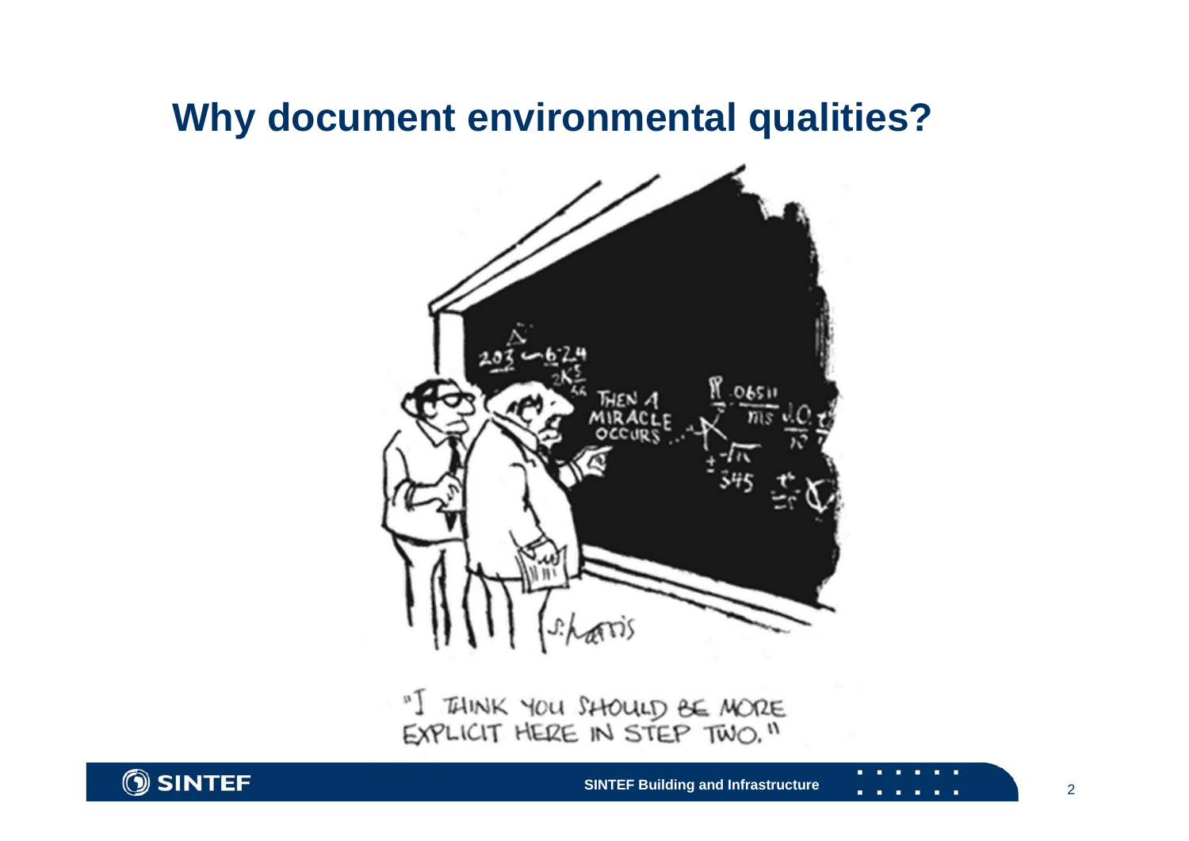# Why document environmental qualities?

"I THINK YOU SHOULD BE MORE EXPLICIT HERE IN STEP TWO."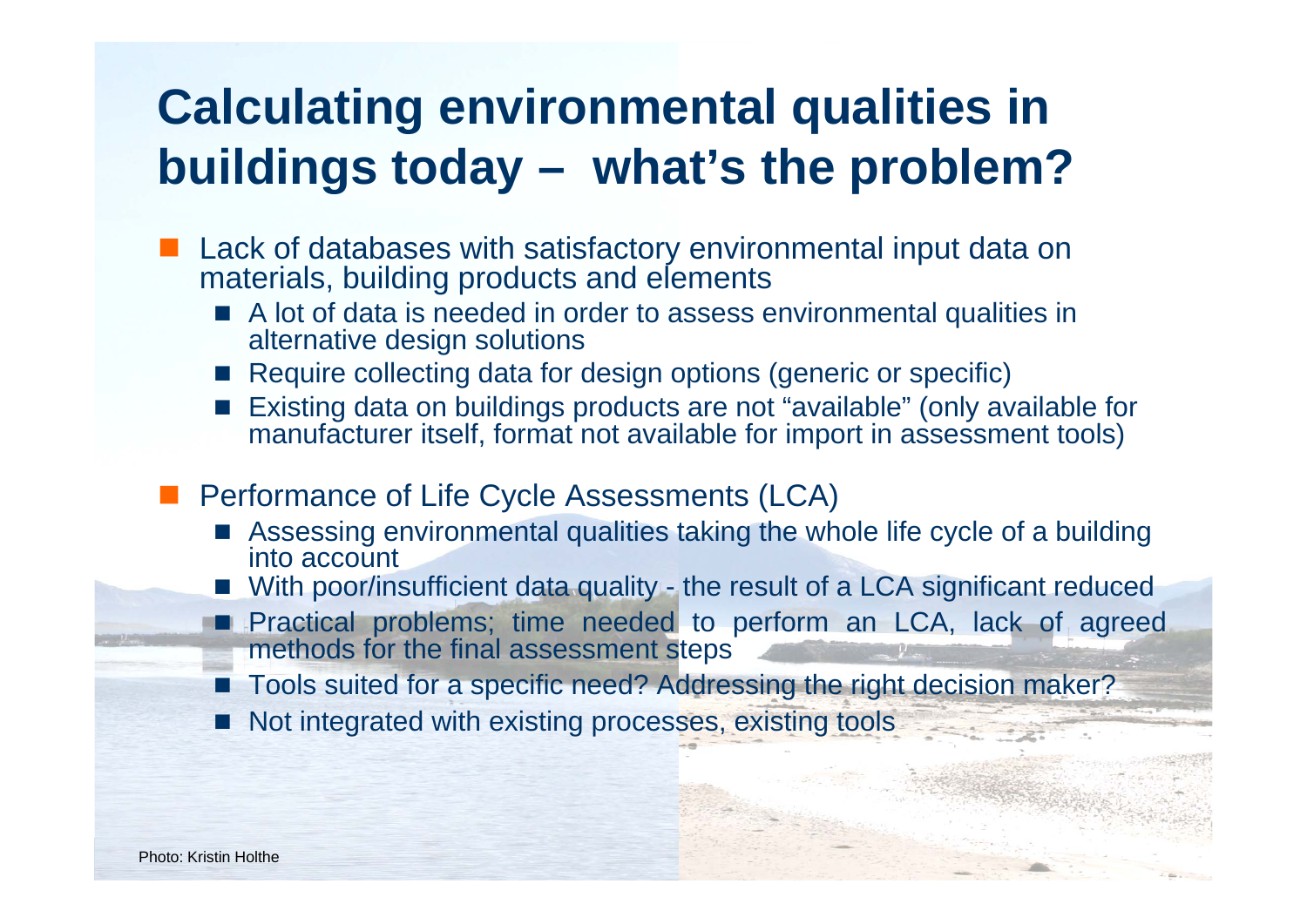# Calculating environmental qualities in buildings today – what's the problem?

- Lack of databases with satisfactory environmental input data on materials, building products and elements
  - A lot of data is needed in order to assess environmental qualities in alternative design solutions
  - Require collecting data for design options (generic or specific)
  - Existing data on buildings products are not "available" (only available for manufacturer itself, format not available for import in assessment tools)
- Performance of Life Cycle Assessments (LCA)
  - Assessing environmental qualities taking the whole life cycle of a building into account
  - With poor/insufficient data quality - the result of a LCA significant reduced
  - Practical problems; time needed to perform an LCA, lack of agreed methods for the final assessment steps
  - Tools suited for a specific need? Addressing the right decision maker?
  - Not integrated with existing processes, existing tools

Photo: Kristin Holthe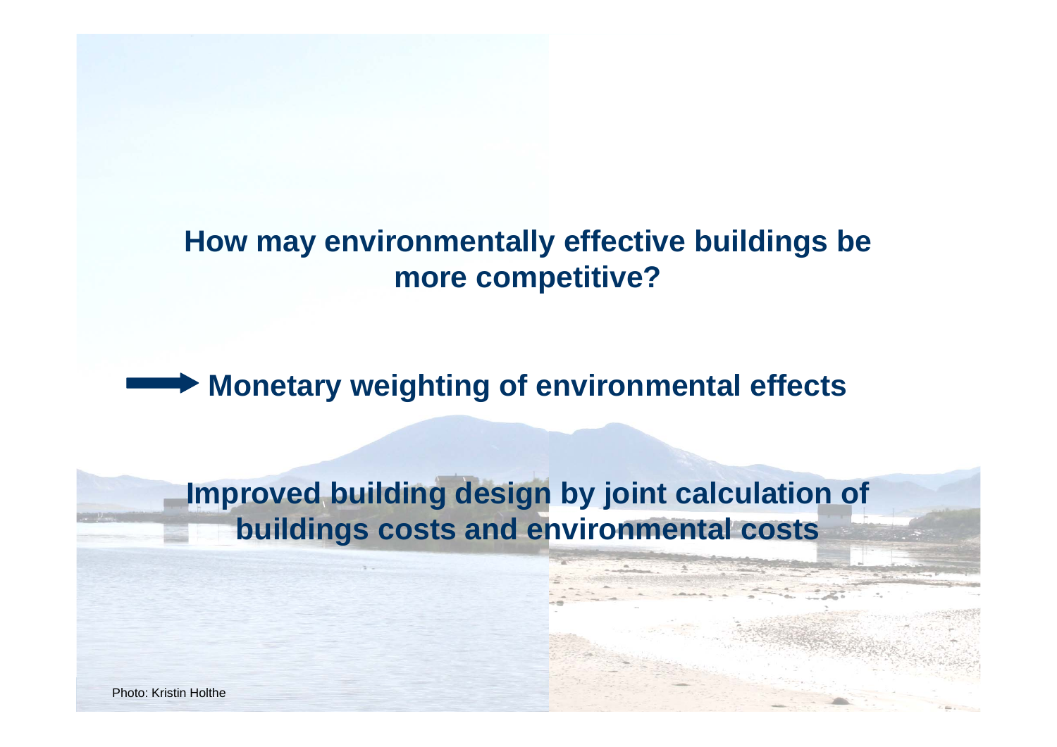**How may environmentally effective buildings be more competitive?**

→ **Monetary weighting of environmental effects**

**Improved building design by joint calculation of buildings costs and environmental costs**

Photo: Kristin Holthe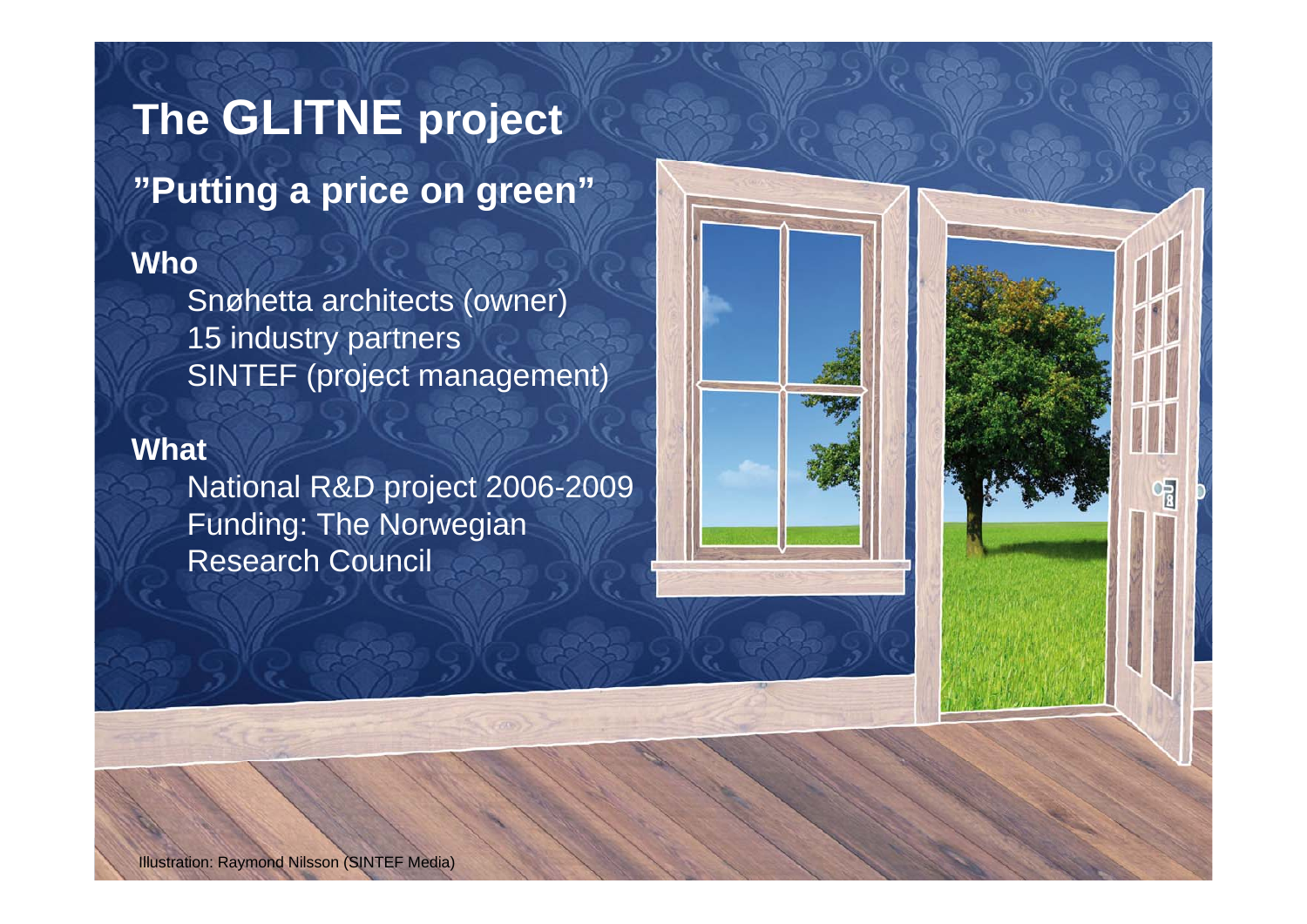# The GLITNE project

## "Putting a price on green"

**Who**

Snøhetta architects (owner)
15 industry partners
SINTEF (project management)

**What**

National R&D project 2006-2009
Funding: The Norwegian Research Council

Illustration: Raymond Nilsson (SINTEF Media)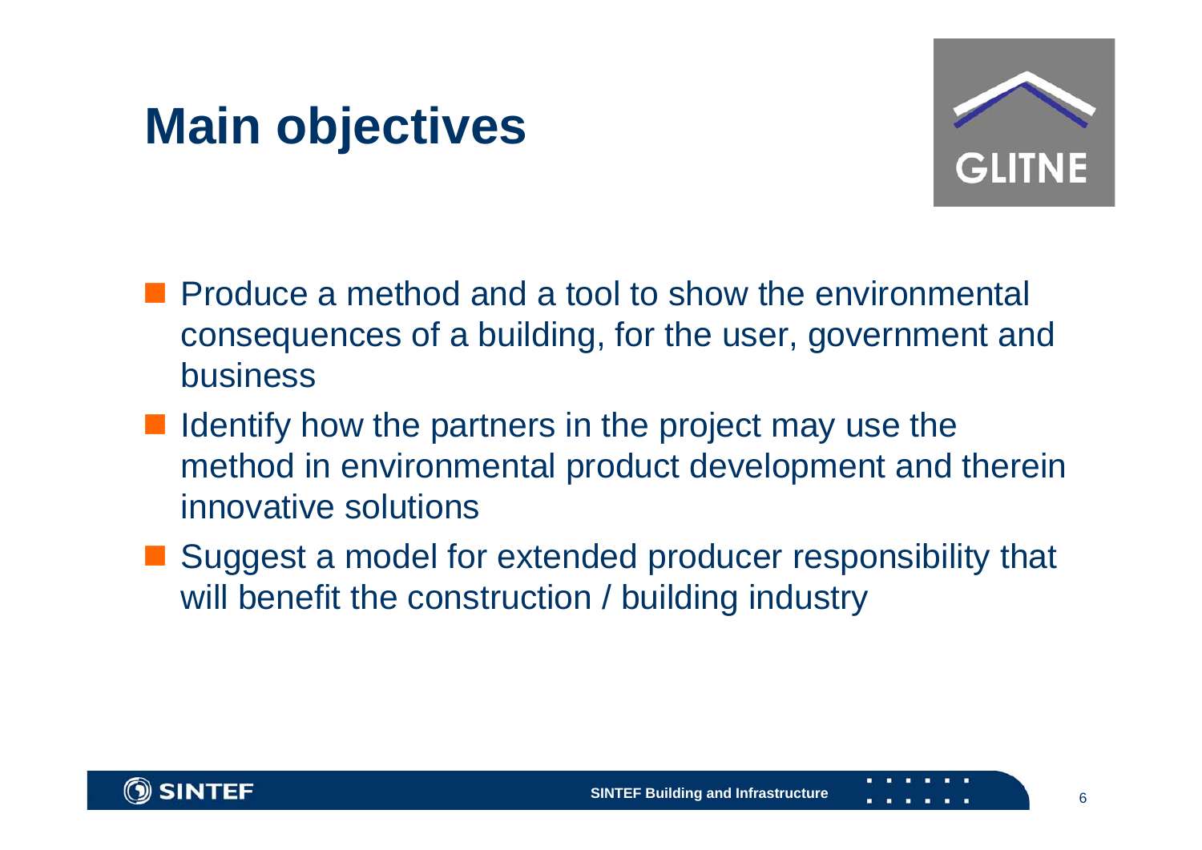# Main objectives

- Produce a method and a tool to show the environmental consequences of a building, for the user, government and business
- Identify how the partners in the project may use the method in environmental product development and therein innovative solutions
- Suggest a model for extended producer responsibility that will benefit the construction / building industry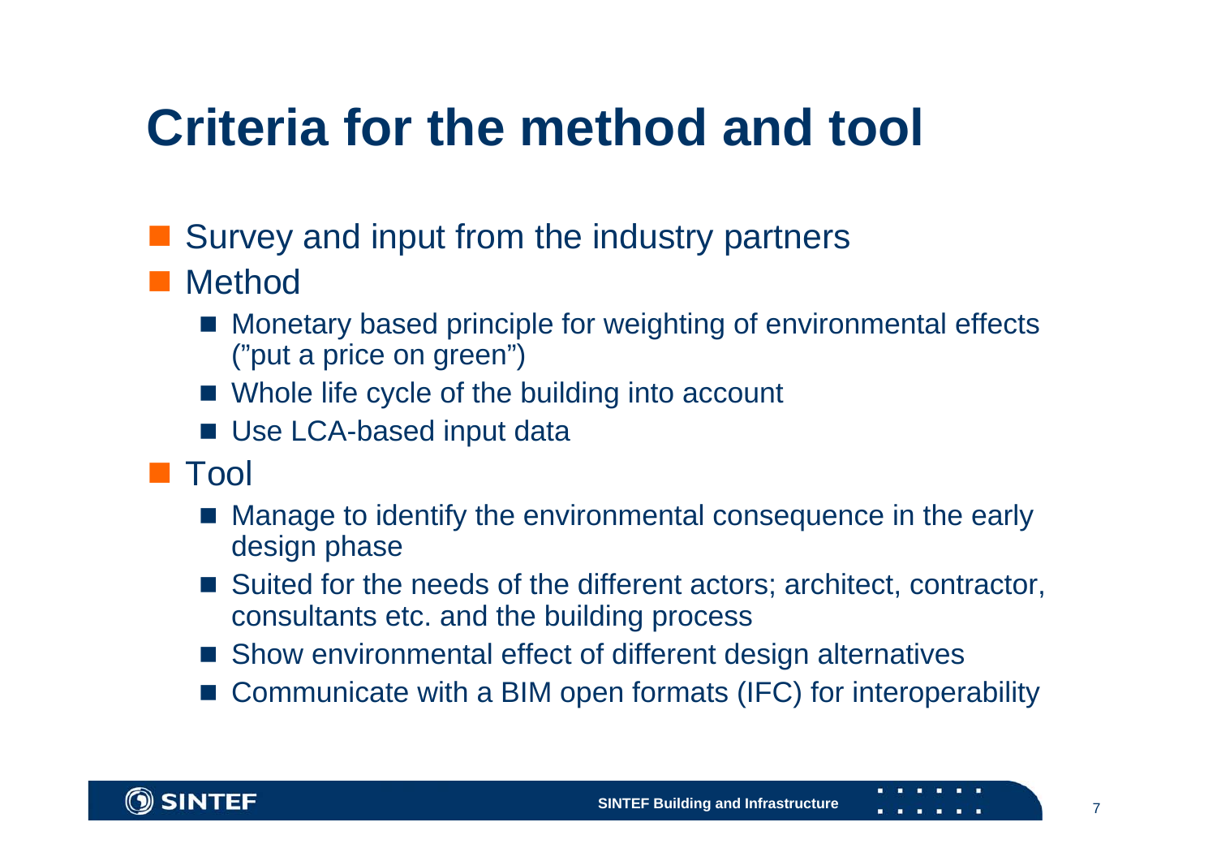# Criteria for the method and tool

- Survey and input from the industry partners
- Method
  - Monetary based principle for weighting of environmental effects (”put a price on green”)
  - Whole life cycle of the building into account
  - Use LCA-based input data
- Tool
  - Manage to identify the environmental consequence in the early design phase
  - Suited for the needs of the different actors; architect, contractor, consultants etc. and the building process
  - Show environmental effect of different design alternatives
  - Communicate with a BIM open formats (IFC) for interoperability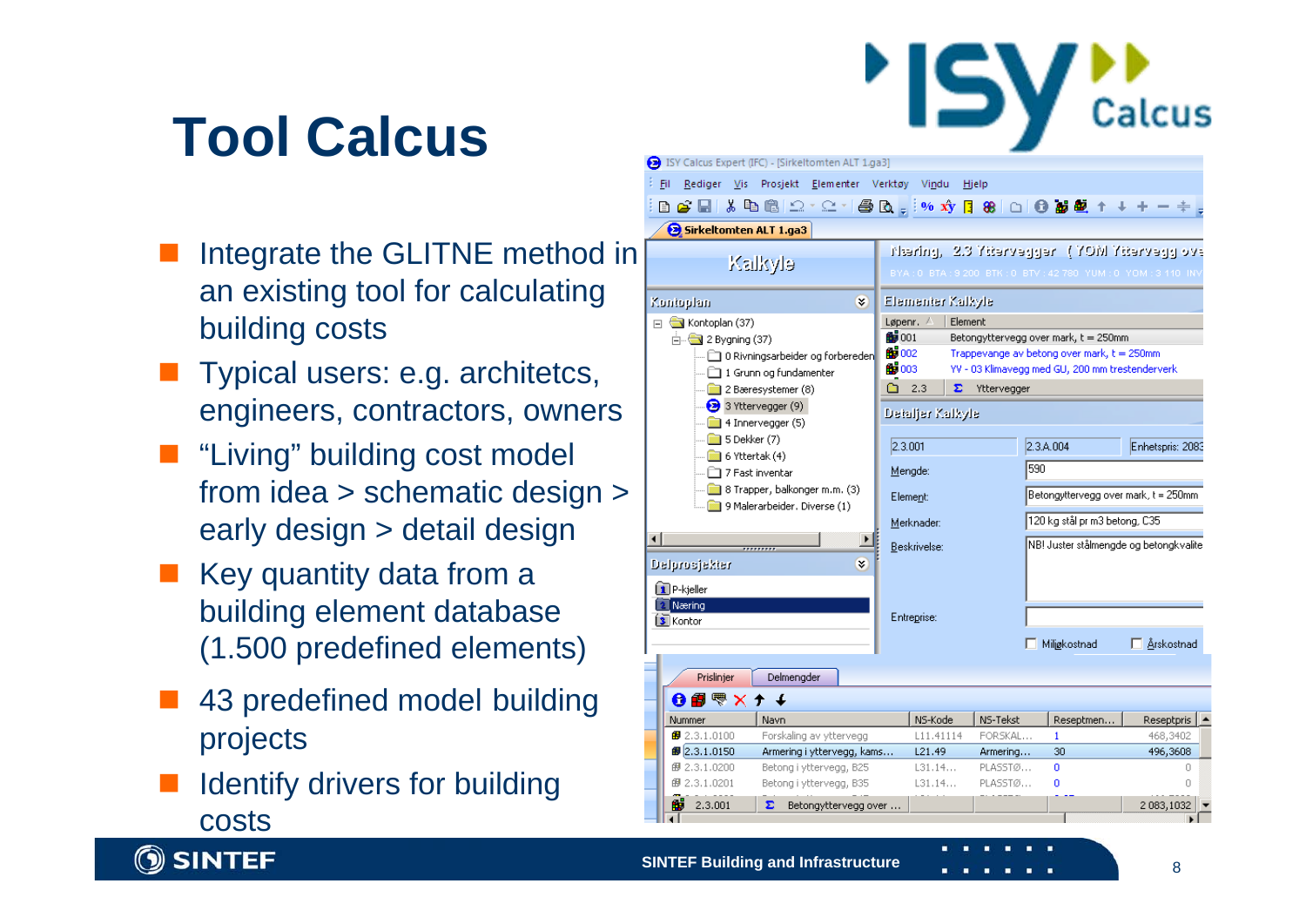# Tool Calcus

- Integrate the GLITNE method in an existing tool for calculating building costs
- Typical users: e.g. architetcs, engineers, contractors, owners
- “Living” building cost model from idea > schematic design > early design > detail design
- Key quantity data from a building element database (1.500 predefined elements)
- 43 predefined model building projects
- Identify drivers for building costs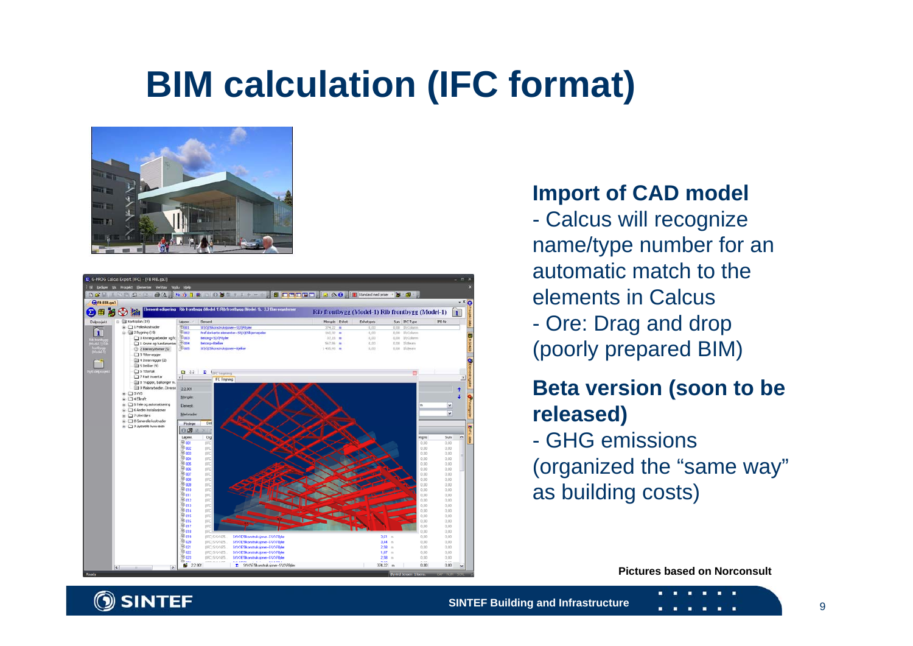# BIM calculation (IFC format)

**Import of CAD model**

- Calcus will recognize name/type number for an automatic match to the elements in Calcus
- Ore: Drag and drop (poorly prepared BIM)

**Beta version (soon to be released)**

- GHG emissions (organized the "same way" as building costs)

**Pictures based on Norconsult**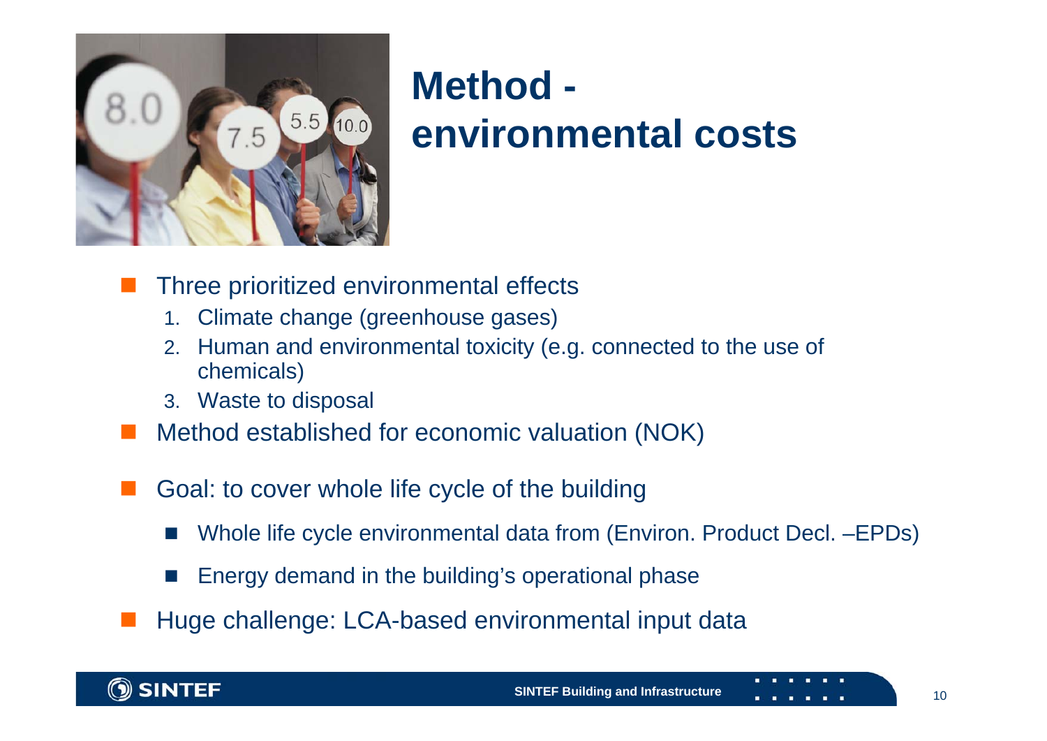# Method - environmental costs

- Three prioritized environmental effects
  1. Climate change (greenhouse gases)
  2. Human and environmental toxicity (e.g. connected to the use of chemicals)
  3. Waste to disposal
- Method established for economic valuation (NOK)
- Goal: to cover whole life cycle of the building
  - Whole life cycle environmental data from (Environ. Product Decl. –EPDs)
  - Energy demand in the building's operational phase
- Huge challenge: LCA-based environmental input data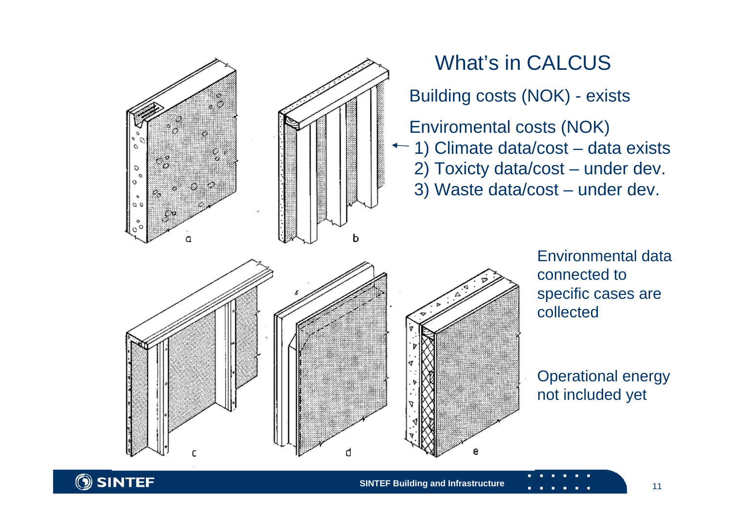# What's in CALCUS

Building costs (NOK) - exists

Enviromental costs (NOK)

1) Climate data/cost – data exists
2) Toxicty data/cost – under dev.
3) Waste data/cost – under dev.

Environmental data connected to specific cases are collected

Operational energy not included yet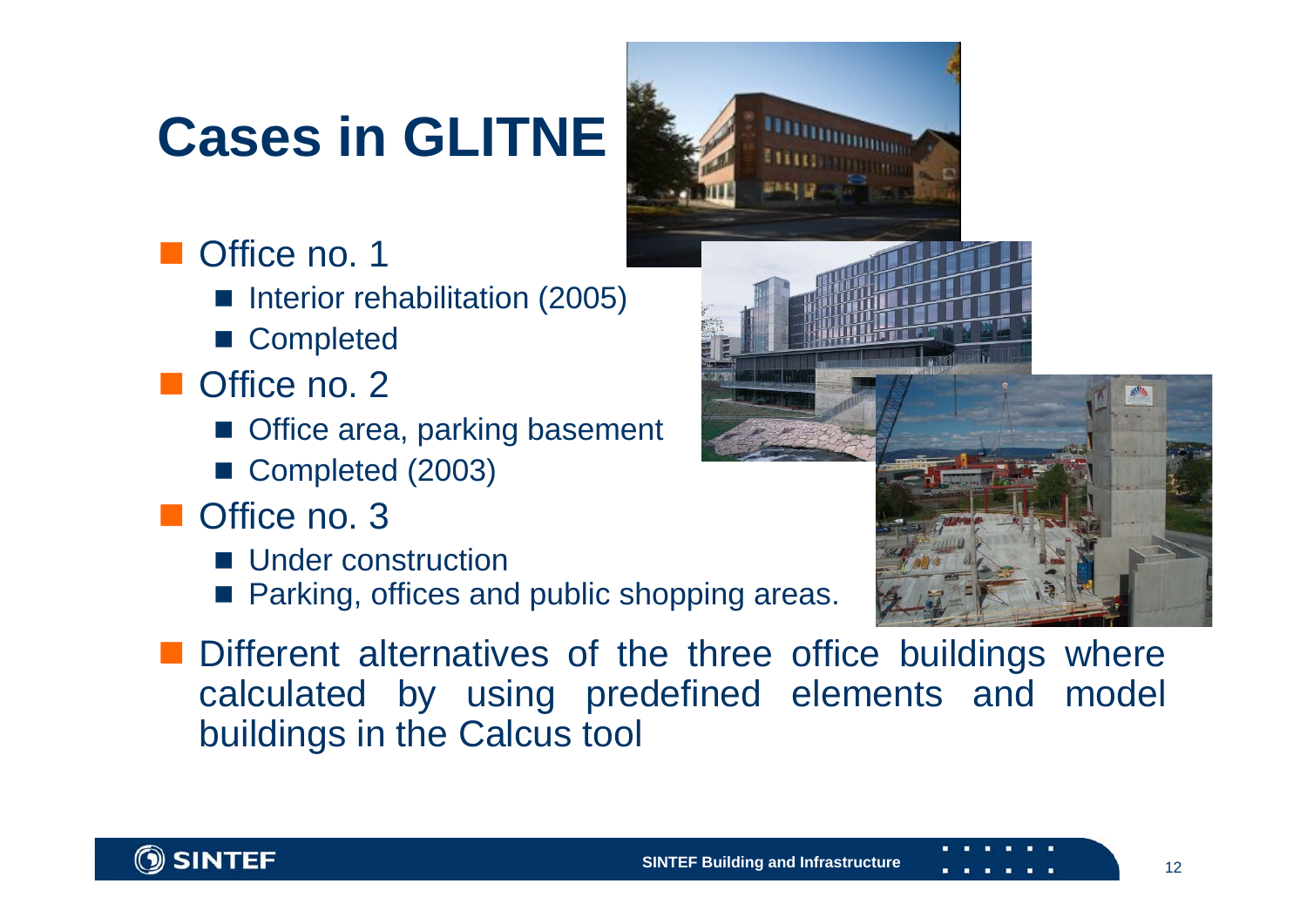# Cases in GLITNE

- Office no. 1
  - Interior rehabilitation (2005)
  - Completed
- Office no. 2
  - Office area, parking basement
  - Completed (2003)
- Office no. 3
  - Under construction
  - Parking, offices and public shopping areas.
- Different alternatives of the three office buildings where calculated by using predefined elements and model buildings in the Calcus tool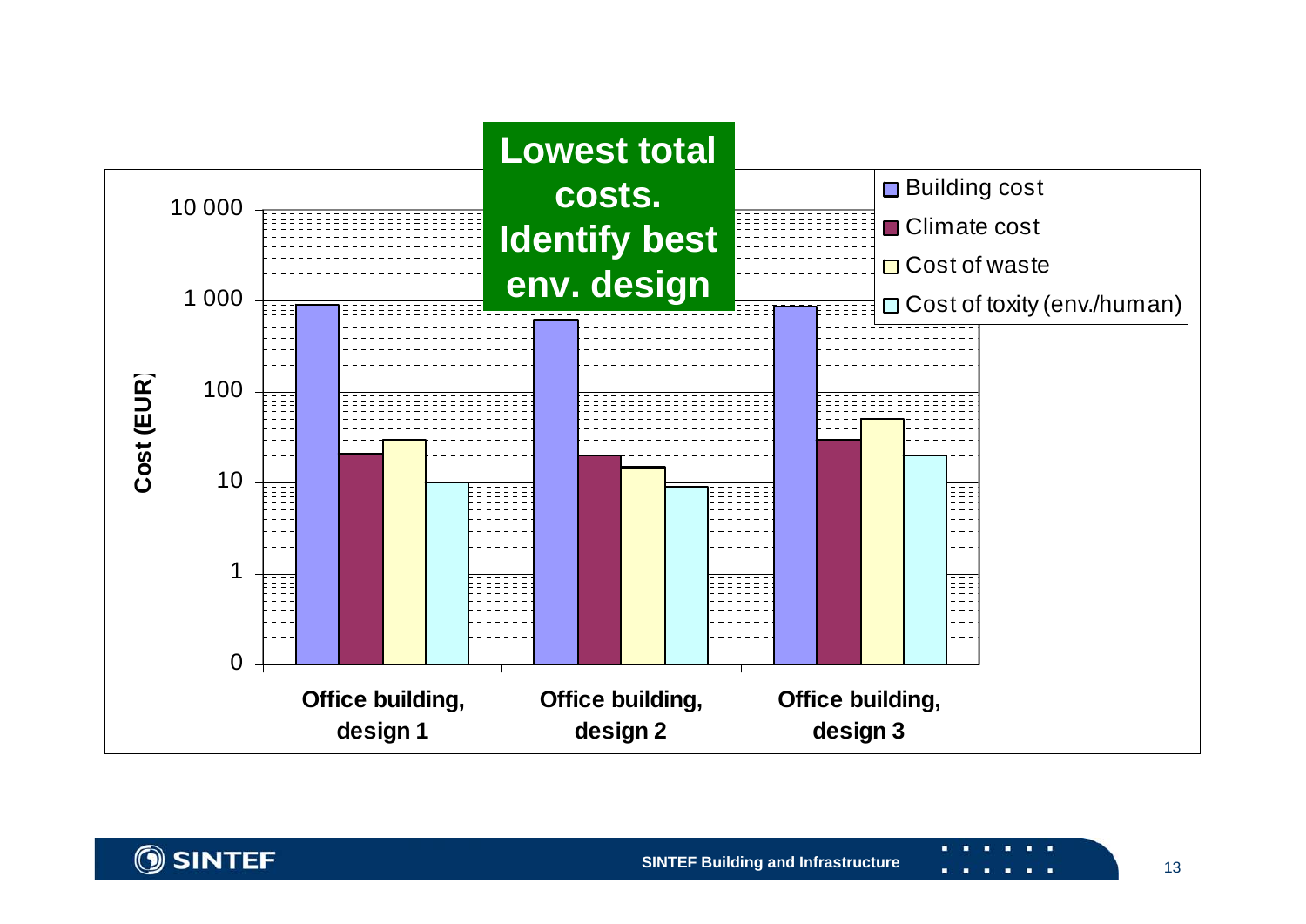**Lowest total costs. Identify best env. design**

Cost (EUR)

| | Building cost | Climate cost | Cost of waste | Cost of toxity (env./human) |
|---|---|---|---|---|
| Office building, design 1 | | | | |
| Office building, design 2 | | | | |
| Office building, design 3 | | | | |

Y-axis (logarithmic): 0, 1, 10, 100, 1 000, 10 000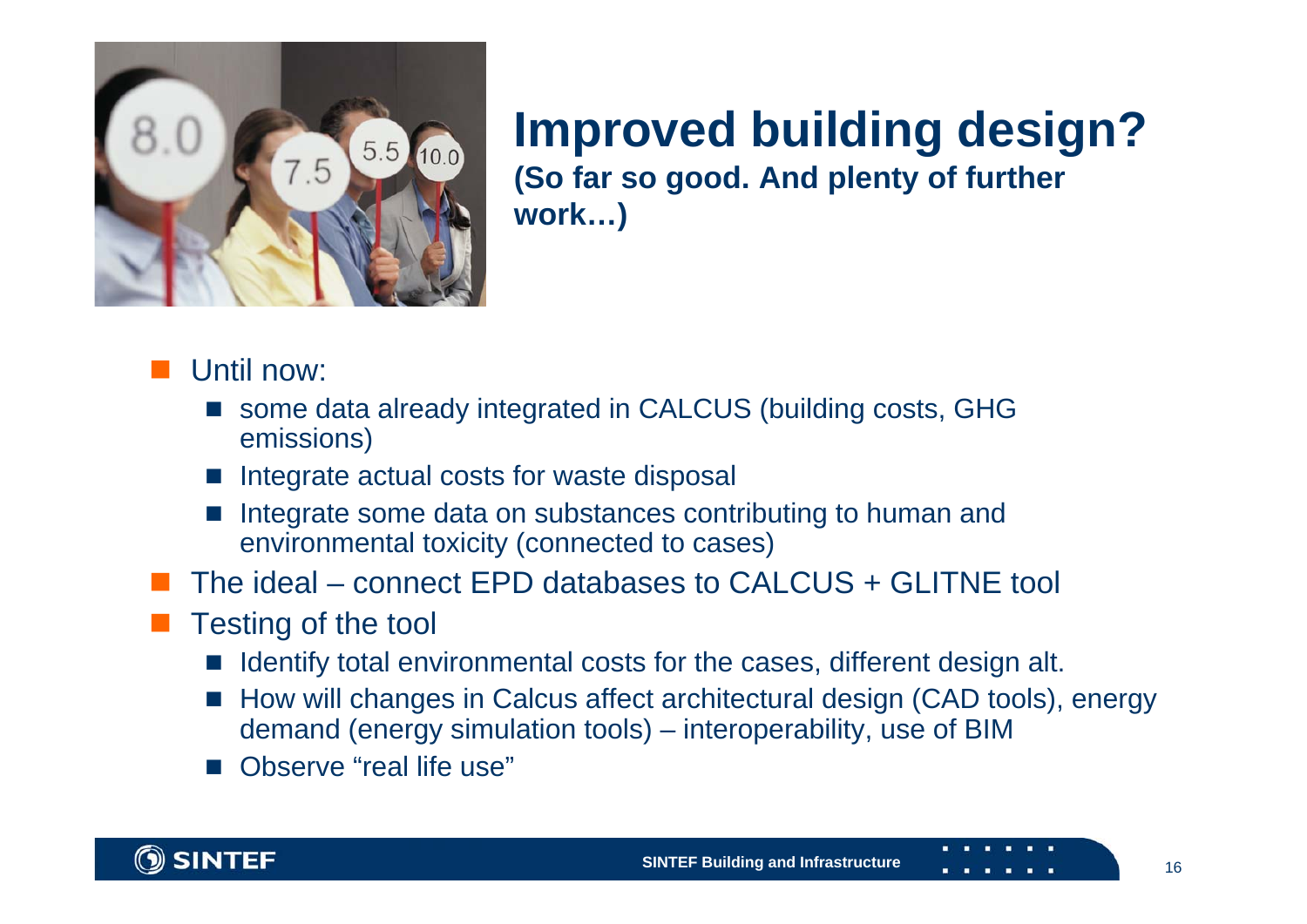# Improved building design?

**(So far so good. And plenty of further work…)**

- Until now:
  - some data already integrated in CALCUS (building costs, GHG emissions)
  - Integrate actual costs for waste disposal
  - Integrate some data on substances contributing to human and environmental toxicity (connected to cases)
- The ideal – connect EPD databases to CALCUS + GLITNE tool
- Testing of the tool
  - Identify total environmental costs for the cases, different design alt.
  - How will changes in Calcus affect architectural design (CAD tools), energy demand (energy simulation tools) – interoperability, use of BIM
  - Observe "real life use"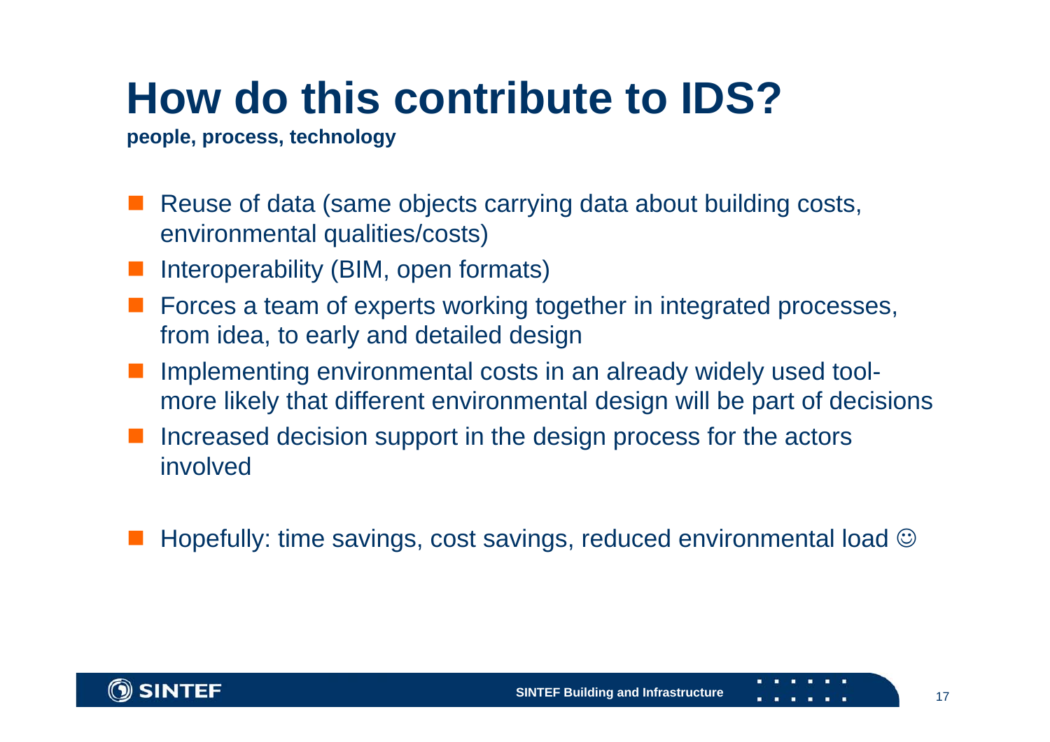# How do this contribute to IDS?

**people, process, technology**

- Reuse of data (same objects carrying data about building costs, environmental qualities/costs)
- Interoperability (BIM, open formats)
- Forces a team of experts working together in integrated processes, from idea, to early and detailed design
- Implementing environmental costs in an already widely used tool- more likely that different environmental design will be part of decisions
- Increased decision support in the design process for the actors involved

- Hopefully: time savings, cost savings, reduced environmental load ☺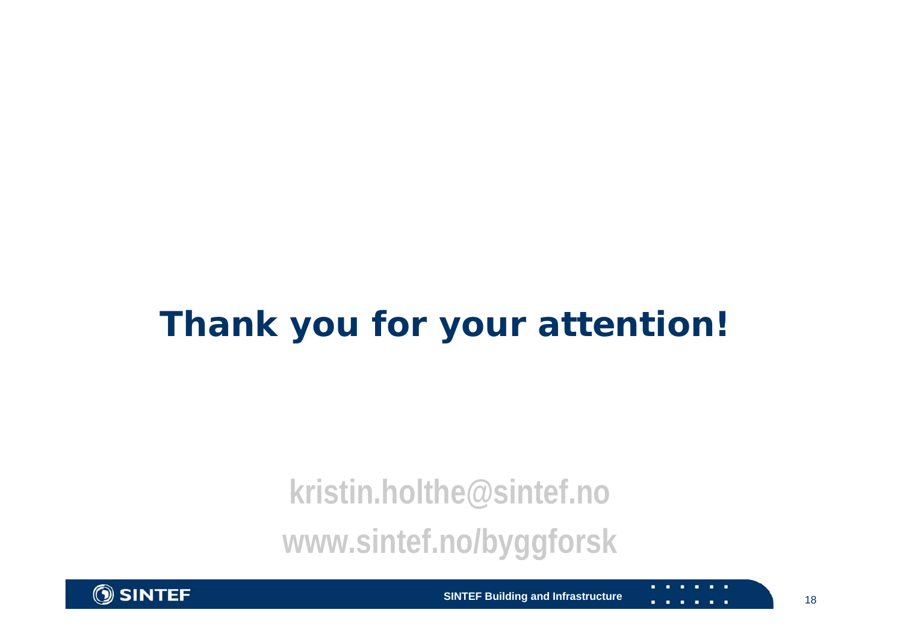# Thank you for your attention!

**kristin.holthe@sintef.no**

**www.sintef.no/byggforsk**